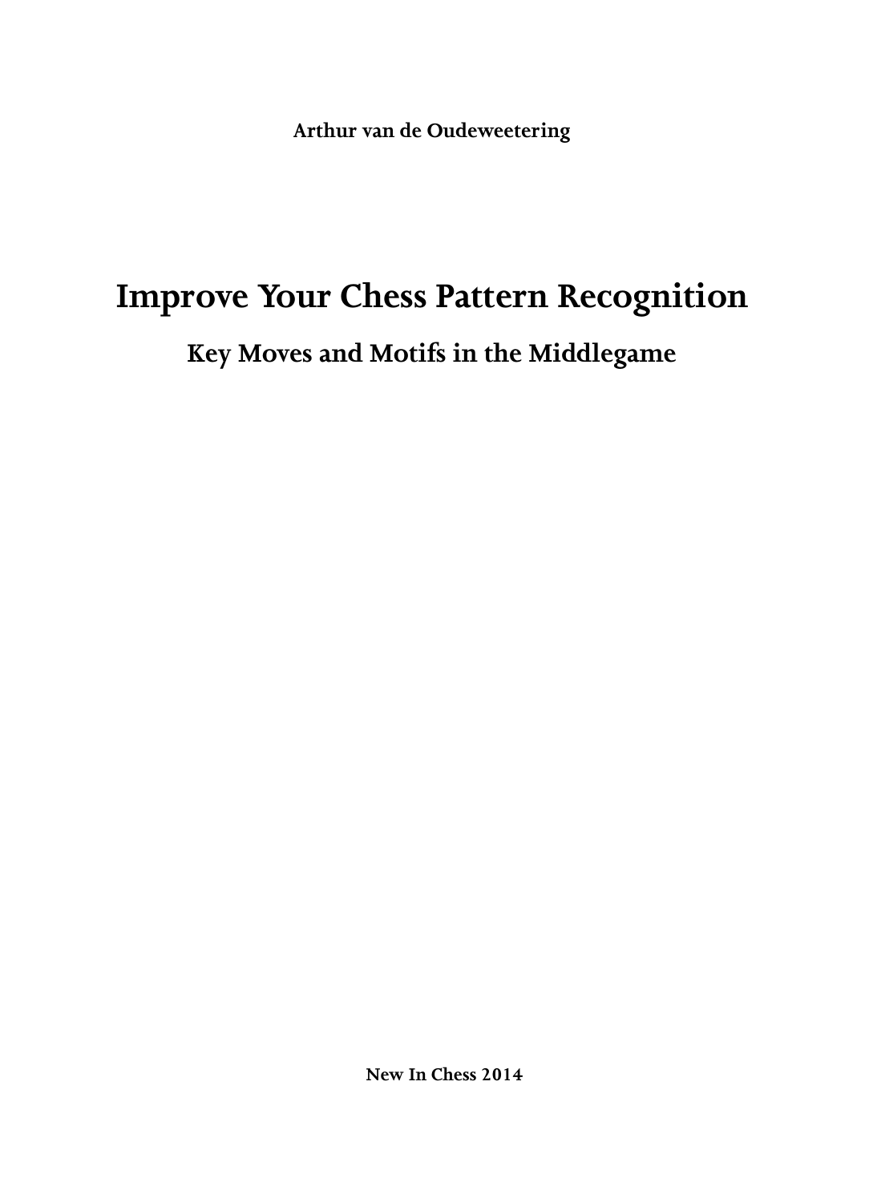**Arthur van de Oudeweetering**

# Improve Your Chess Pattern Recognition

## Key Moves and Motifs in the Middlegame

**New In Chess 2014**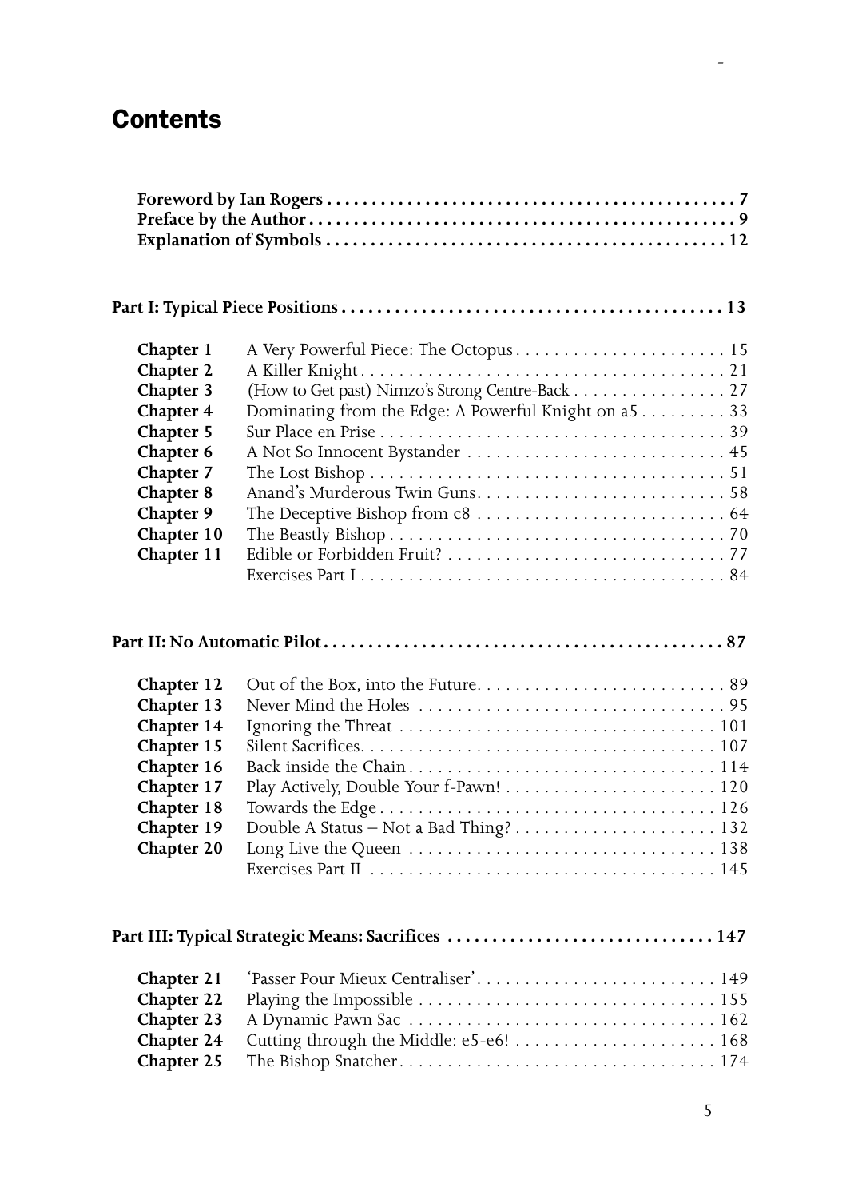# Contents

**Foreword by Ian Rogers** .......................................... 7
**Preface by the Author** .......................................... 9
**Explanation of Symbols** .......................................... 12

**Part I: Typical Piece Positions** .......................................... 13

| | | |
|---|---|---|
| **Chapter 1** | A Very Powerful Piece: The Octopus | 15 |
| **Chapter 2** | A Killer Knight | 21 |
| **Chapter 3** | (How to Get past) Nimzo's Strong Centre-Back | 27 |
| **Chapter 4** | Dominating from the Edge: A Powerful Knight on a5 | 33 |
| **Chapter 5** | Sur Place en Prise | 39 |
| **Chapter 6** | A Not So Innocent Bystander | 45 |
| **Chapter 7** | The Lost Bishop | 51 |
| **Chapter 8** | Anand's Murderous Twin Guns | 58 |
| **Chapter 9** | The Deceptive Bishop from c8 | 64 |
| **Chapter 10** | The Beastly Bishop | 70 |
| **Chapter 11** | Edible or Forbidden Fruit? | 77 |
| | Exercises Part I | 84 |

**Part II: No Automatic Pilot** .......................................... 87

| | | |
|---|---|---|
| **Chapter 12** | Out of the Box, into the Future | 89 |
| **Chapter 13** | Never Mind the Holes | 95 |
| **Chapter 14** | Ignoring the Threat | 101 |
| **Chapter 15** | Silent Sacrifices | 107 |
| **Chapter 16** | Back inside the Chain | 114 |
| **Chapter 17** | Play Actively, Double Your f-Pawn! | 120 |
| **Chapter 18** | Towards the Edge | 126 |
| **Chapter 19** | Double A Status – Not a Bad Thing? | 132 |
| **Chapter 20** | Long Live the Queen | 138 |
| | Exercises Part II | 145 |

**Part III: Typical Strategic Means: Sacrifices** .......................................... 147

| | | |
|---|---|---|
| **Chapter 21** | 'Passer Pour Mieux Centraliser' | 149 |
| **Chapter 22** | Playing the Impossible | 155 |
| **Chapter 23** | A Dynamic Pawn Sac | 162 |
| **Chapter 24** | Cutting through the Middle: e5-e6! | 168 |
| **Chapter 25** | The Bishop Snatcher | 174 |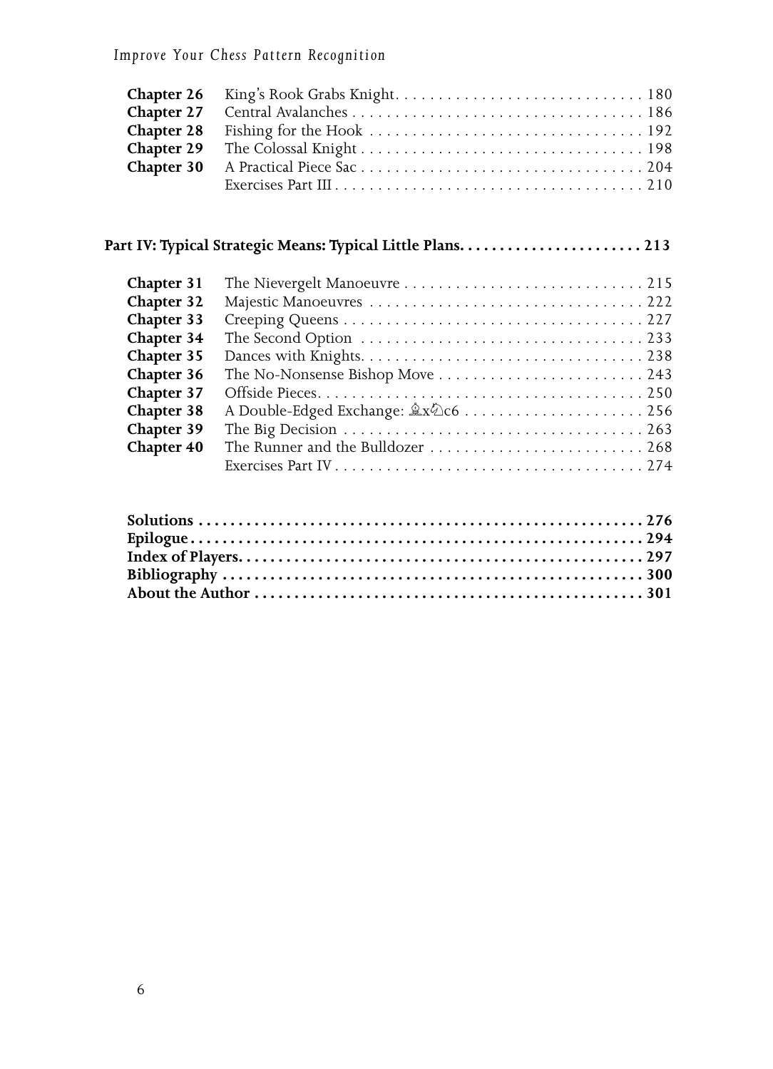| | | |
|---|---|---|
| **Chapter 26** | King's Rook Grabs Knight | 180 |
| **Chapter 27** | Central Avalanches | 186 |
| **Chapter 28** | Fishing for the Hook | 192 |
| **Chapter 29** | The Colossal Knight | 198 |
| **Chapter 30** | A Practical Piece Sac | 204 |
| | Exercises Part III | 210 |

**Part IV: Typical Strategic Means: Typical Little Plans** ........ **213**

| | | |
|---|---|---|
| **Chapter 31** | The Nievergelt Manoeuvre | 215 |
| **Chapter 32** | Majestic Manoeuvres | 222 |
| **Chapter 33** | Creeping Queens | 227 |
| **Chapter 34** | The Second Option | 233 |
| **Chapter 35** | Dances with Knights | 238 |
| **Chapter 36** | The No-Nonsense Bishop Move | 243 |
| **Chapter 37** | Offside Pieces | 250 |
| **Chapter 38** | A Double-Edged Exchange: ♗x♘c6 | 256 |
| **Chapter 39** | The Big Decision | 263 |
| **Chapter 40** | The Runner and the Bulldozer | 268 |
| | Exercises Part IV | 274 |

| | |
|---|---|
| **Solutions** | **276** |
| **Epilogue** | **294** |
| **Index of Players** | **297** |
| **Bibliography** | **300** |
| **About the Author** | **301** |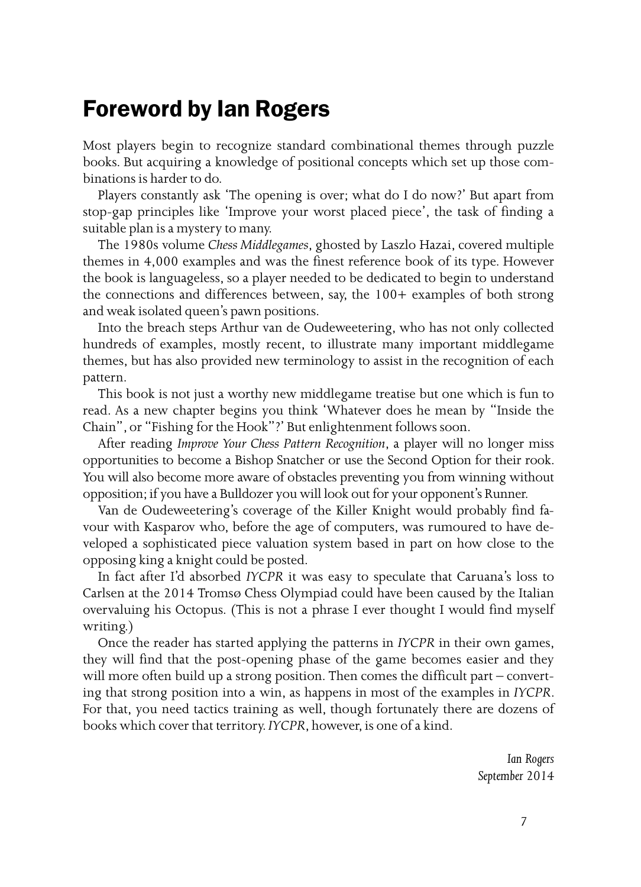# Foreword by Ian Rogers

Most players begin to recognize standard combinational themes through puzzle books. But acquiring a knowledge of positional concepts which set up those combinations is harder to do.

Players constantly ask 'The opening is over; what do I do now?' But apart from stop-gap principles like 'Improve your worst placed piece', the task of finding a suitable plan is a mystery to many.

The 1980s volume *Chess Middlegames*, ghosted by Laszlo Hazai, covered multiple themes in 4,000 examples and was the finest reference book of its type. However the book is languageless, so a player needed to be dedicated to begin to understand the connections and differences between, say, the 100+ examples of both strong and weak isolated queen's pawn positions.

Into the breach steps Arthur van de Oudeweetering, who has not only collected hundreds of examples, mostly recent, to illustrate many important middlegame themes, but has also provided new terminology to assist in the recognition of each pattern.

This book is not just a worthy new middlegame treatise but one which is fun to read. As a new chapter begins you think 'Whatever does he mean by "Inside the Chain", or "Fishing for the Hook"?' But enlightenment follows soon.

After reading *Improve Your Chess Pattern Recognition*, a player will no longer miss opportunities to become a Bishop Snatcher or use the Second Option for their rook. You will also become more aware of obstacles preventing you from winning without opposition; if you have a Bulldozer you will look out for your opponent's Runner.

Van de Oudeweetering's coverage of the Killer Knight would probably find favour with Kasparov who, before the age of computers, was rumoured to have developed a sophisticated piece valuation system based in part on how close to the opposing king a knight could be posted.

In fact after I'd absorbed *IYCPR* it was easy to speculate that Caruana's loss to Carlsen at the 2014 Tromsø Chess Olympiad could have been caused by the Italian overvaluing his Octopus. (This is not a phrase I ever thought I would find myself writing.)

Once the reader has started applying the patterns in *IYCPR* in their own games, they will find that the post-opening phase of the game becomes easier and they will more often build up a strong position. Then comes the difficult part – converting that strong position into a win, as happens in most of the examples in *IYCPR*. For that, you need tactics training as well, though fortunately there are dozens of books which cover that territory. *IYCPR*, however, is one of a kind.

*Ian Rogers*
*September 2014*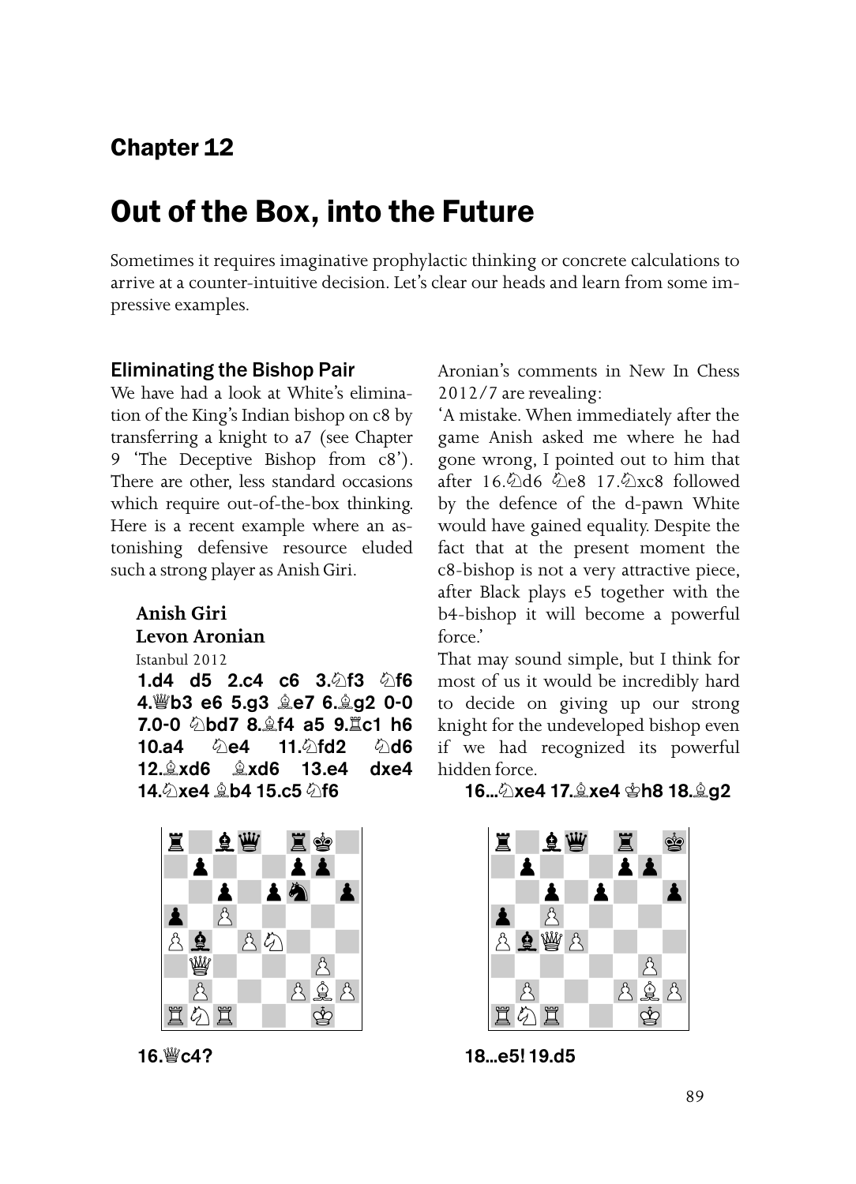## Chapter 12

# Out of the Box, into the Future

Sometimes it requires imaginative prophylactic thinking or concrete calculations to arrive at a counter-intuitive decision. Let's clear our heads and learn from some impressive examples.

### Eliminating the Bishop Pair

We have had a look at White's elimination of the King's Indian bishop on c8 by transferring a knight to a7 (see Chapter 9 'The Deceptive Bishop from c8'). There are other, less standard occasions which require out-of-the-box thinking. Here is a recent example where an astonishing defensive resource eluded such a strong player as Anish Giri.

**Anish Giri**
**Levon Aronian**
Istanbul 2012

**1.d4 d5 2.c4 c6 3.♘f3 ♘f6 4.♕b3 e6 5.g3 ♗e7 6.♗g2 0-0 7.0-0 ♘bd7 8.♗f4 a5 9.♖c1 h6 10.a4 ♘e4 11.♘fd2 ♘d6 12.♗xd6 ♗xd6 13.e4 dxe4 14.♘xe4 ♗b4 15.c5 ♘f6**

**16.♕c4?**

Aronian's comments in New In Chess 2012/7 are revealing:

'A mistake. When immediately after the game Anish asked me where he had gone wrong, I pointed out to him that after 16.♘d6 ♘e8 17.♘xc8 followed by the defence of the d-pawn White would have gained equality. Despite the fact that at the present moment the c8-bishop is not a very attractive piece, after Black plays e5 together with the b4-bishop it will become a powerful force.'

That may sound simple, but I think for most of us it would be incredibly hard to decide on giving up our strong knight for the undeveloped bishop even if we had recognized its powerful hidden force.

**16...♘xe4 17.♗xe4 ♔h8 18.♗g2**

**18...e5! 19.d5**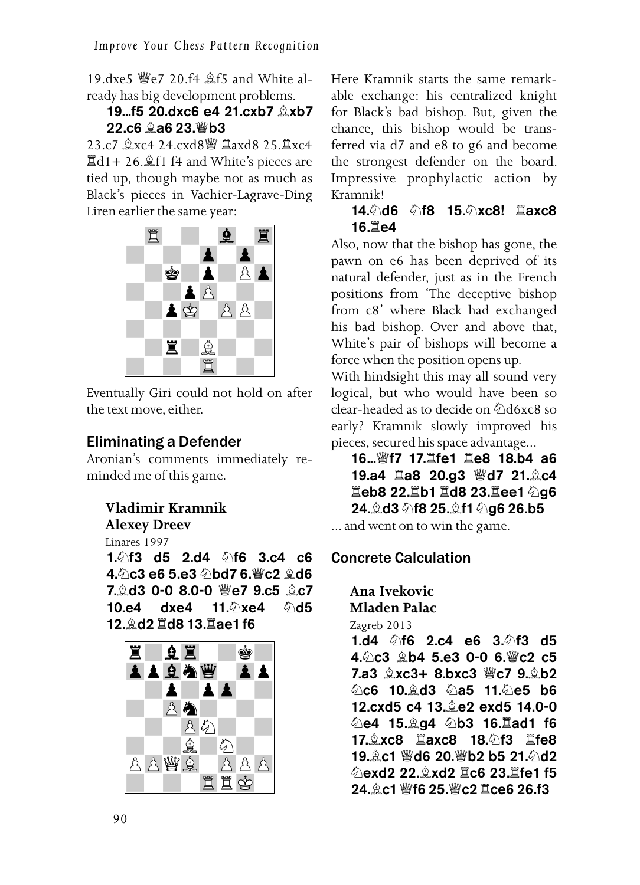19.dxe5 ♕e7 20.f4 ♗f5 and White already has big development problems.

**19...f5 20.dxc6 e4 21.cxb7 ♗xb7 22.c6 ♗a6 23.♕b3**

23.c7 ♗xc4 24.cxd8♕ ♖axd8 25.♖xc4 ♖d1+ 26.♗f1 f4 and White's pieces are tied up, though maybe not as much as Black's pieces in Vachier-Lagrave-Ding Liren earlier the same year:

Eventually Giri could not hold on after the text move, either.

## Eliminating a Defender

Aronian's comments immediately reminded me of this game.

**Vladimir Kramnik**
**Alexey Dreev**
Linares 1997

**1.♘f3 d5 2.d4 ♘f6 3.c4 c6 4.♘c3 e6 5.e3 ♘bd7 6.♕c2 ♗d6 7.♗d3 0-0 8.0-0 ♕e7 9.c5 ♗c7 10.e4 dxe4 11.♘xe4 ♘d5 12.♗d2 ♖d8 13.♖ae1 f6**

Here Kramnik starts the same remarkable exchange: his centralized knight for Black's bad bishop. But, given the chance, this bishop would be transferred via d7 and e8 to g6 and become the strongest defender on the board. Impressive prophylactic action by Kramnik!

**14.♘d6 ♘f8 15.♘xc8! ♖axc8 16.♖e4**

Also, now that the bishop has gone, the pawn on e6 has been deprived of its natural defender, just as in the French positions from 'The deceptive bishop from c8' where Black had exchanged his bad bishop. Over and above that, White's pair of bishops will become a force when the position opens up.

With hindsight this may all sound very logical, but who would have been so clear-headed as to decide on ♘d6xc8 so early? Kramnik slowly improved his pieces, secured his space advantage...

**16...♕f7 17.♖fe1 ♖e8 18.b4 a6 19.a4 ♖a8 20.g3 ♕d7 21.♗c4 ♖eb8 22.♖b1 ♖d8 23.♖ee1 ♘g6 24.♗d3 ♘f8 25.♗f1 ♘g6 26.b5**

... and went on to win the game.

## Concrete Calculation

**Ana Ivekovic**
**Mladen Palac**
Zagreb 2013

**1.d4 ♘f6 2.c4 e6 3.♘f3 d5 4.♘c3 ♗b4 5.e3 0-0 6.♕c2 c5 7.a3 ♗xc3+ 8.bxc3 ♕c7 9.♗b2 ♘c6 10.♗d3 ♘a5 11.♘e5 b6 12.cxd5 c4 13.♗e2 exd5 14.0-0 ♘e4 15.♗g4 ♘b3 16.♖ad1 f6 17.♗xc8 ♖axc8 18.♘f3 ♖fe8 19.♗c1 ♕d6 20.♕b2 b5 21.♘d2 ♘exd2 22.♗xd2 ♖c6 23.♖fe1 f5 24.♗c1 ♕f6 25.♕c2 ♖ce6 26.f3**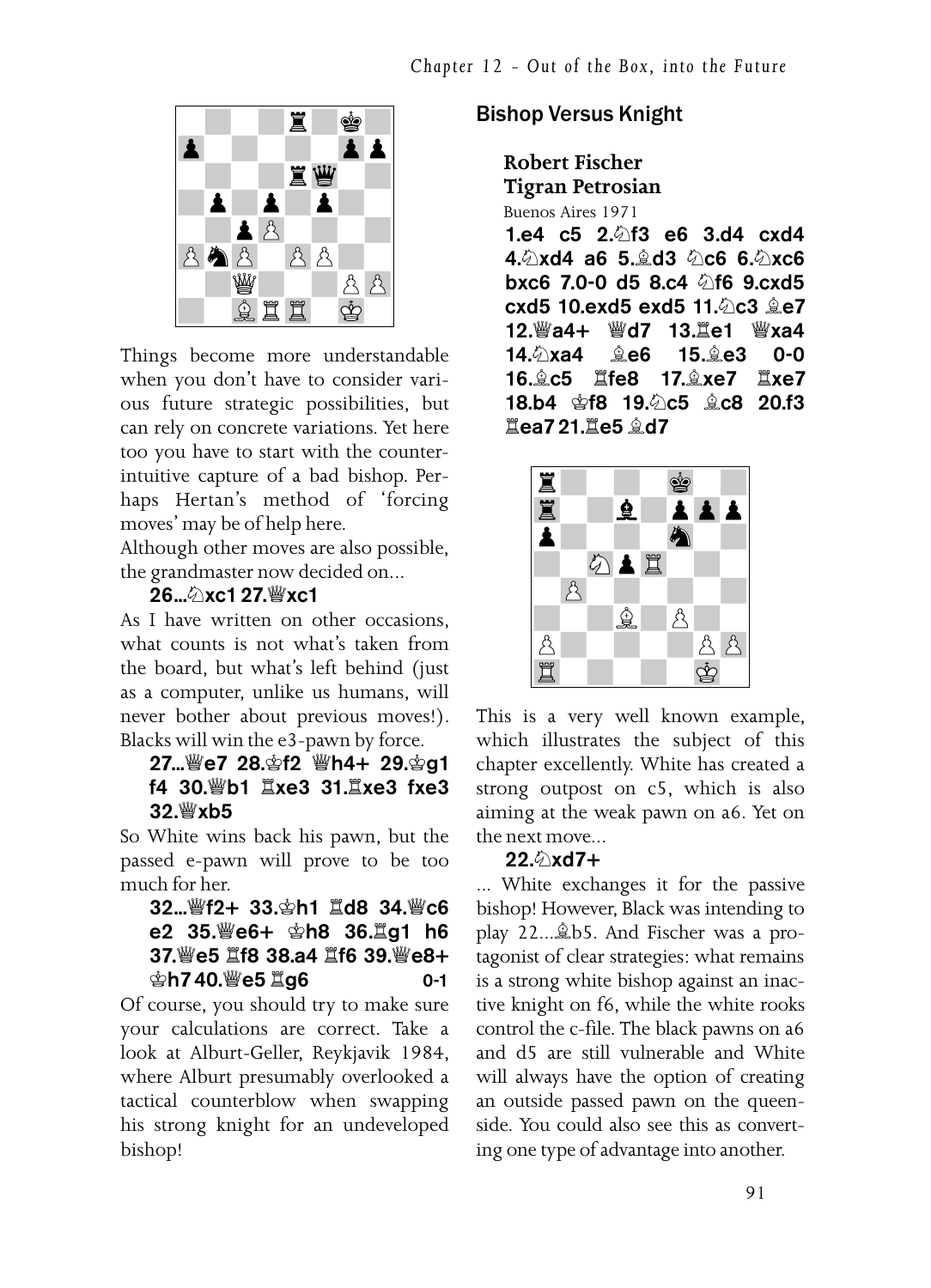Things become more understandable when you don't have to consider various future strategic possibilities, but can rely on concrete variations. Yet here too you have to start with the counterintuitive capture of a bad bishop. Perhaps Hertan's method of 'forcing moves' may be of help here.

Although other moves are also possible, the grandmaster now decided on...

**26...♘xc1 27.♕xc1**

As I have written on other occasions, what counts is not what's taken from the board, but what's left behind (just as a computer, unlike us humans, will never bother about previous moves!). Blacks will win the e3-pawn by force.

**27...♕e7 28.♔f2 ♕h4+ 29.♔g1 f4 30.♕b1 ♖xe3 31.♖xe3 fxe3 32.♕xb5**

So White wins back his pawn, but the passed e-pawn will prove to be too much for her.

**32...♕f2+ 33.♔h1 ♖d8 34.♕c6 e2 35.♕e6+ ♔h8 36.♖g1 h6 37.♕e5 ♖f8 38.a4 ♖f6 39.♕e8+ ♔h7 40.♕e5 ♖g6** **0-1**

Of course, you should try to make sure your calculations are correct. Take a look at Alburt-Geller, Reykjavik 1984, where Alburt presumably overlooked a tactical counterblow when swapping his strong knight for an undeveloped bishop!

## Bishop Versus Knight

**Robert Fischer**
**Tigran Petrosian**
Buenos Aires 1971

**1.e4 c5 2.♘f3 e6 3.d4 cxd4 4.♘xd4 a6 5.♗d3 ♘c6 6.♘xc6 bxc6 7.0-0 d5 8.c4 ♘f6 9.cxd5 cxd5 10.exd5 exd5 11.♘c3 ♗e7 12.♕a4+ ♕d7 13.♖e1 ♕xa4 14.♘xa4 ♗e6 15.♗e3 0-0 16.♗c5 ♖fe8 17.♗xe7 ♖xe7 18.b4 ♔f8 19.♘c5 ♗c8 20.f3 ♖ea7 21.♖e5 ♗d7**

This is a very well known example, which illustrates the subject of this chapter excellently. White has created a strong outpost on c5, which is also aiming at the weak pawn on a6. Yet on the next move...

**22.♘xd7+**

... White exchanges it for the passive bishop! However, Black was intending to play 22...♗b5. And Fischer was a protagonist of clear strategies: what remains is a strong white bishop against an inactive knight on f6, while the white rooks control the c-file. The black pawns on a6 and d5 are still vulnerable and White will always have the option of creating an outside passed pawn on the queenside. You could also see this as converting one type of advantage into another.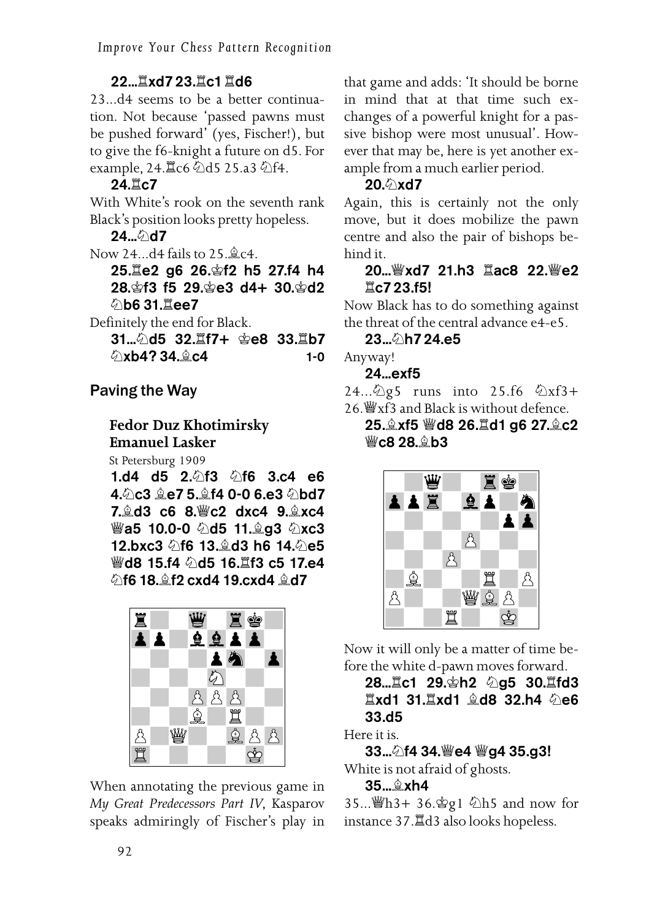**22...♖xd7 23.♖c1 ♖d6**

23...d4 seems to be a better continuation. Not because 'passed pawns must be pushed forward' (yes, Fischer!), but to give the f6-knight a future on d5. For example, 24.♖c6 ♘d5 25.a3 ♘f4.

**24.♖c7**

With White's rook on the seventh rank Black's position looks pretty hopeless.

**24...♘d7**

Now 24...d4 fails to 25.♗c4.

**25.♖e2 g6 26.♔f2 h5 27.f4 h4 28.♔f3 f5 29.♔e3 d4+ 30.♔d2 ♘b6 31.♖ee7**

Definitely the end for Black.

**31...♘d5 32.♖f7+ ♔e8 33.♖b7 ♘xb4? 34.♗c4** **1-0**

## Paving the Way

**Fedor Duz Khotimirsky**
**Emanuel Lasker**

St Petersburg 1909

**1.d4 d5 2.♘f3 ♘f6 3.c4 e6 4.♘c3 ♗e7 5.♗f4 0-0 6.e3 ♘bd7 7.♗d3 c6 8.♕c2 dxc4 9.♗xc4 ♕a5 10.0-0 ♘d5 11.♗g3 ♘xc3 12.bxc3 ♘f6 13.♗d3 h6 14.♘e5 ♕d8 15.f4 ♘d5 16.♖f3 c5 17.e4 ♘f6 18.♗f2 cxd4 19.cxd4 ♗d7**

When annotating the previous game in *My Great Predecessors Part IV*, Kasparov speaks admiringly of Fischer's play in that game and adds: 'It should be borne in mind that at that time such exchanges of a powerful knight for a passive bishop were most unusual'. However that may be, here is yet another example from a much earlier period.

**20.♘xd7**

Again, this is certainly not the only move, but it does mobilize the pawn centre and also the pair of bishops behind it.

**20...♕xd7 21.h3 ♖ac8 22.♕e2 ♖c7 23.f5!**

Now Black has to do something against the threat of the central advance e4-e5.

**23...♘h7 24.e5**

Anyway!

**24...exf5**

24...♘g5 runs into 25.f6 ♘xf3+ 26.♕xf3 and Black is without defence.

**25.♗xf5 ♕d8 26.♖d1 g6 27.♗c2 ♕c8 28.♗b3**

Now it will only be a matter of time before the white d-pawn moves forward.

**28...♖c1 29.♔h2 ♘g5 30.♖fd3 ♖xd1 31.♖xd1 ♗d8 32.h4 ♘e6 33.d5**

Here it is.

**33...♘f4 34.♕e4 ♕g4 35.g3!**

White is not afraid of ghosts.

**35...♗xh4**

35...♕h3+ 36.♔g1 ♘h5 and now for instance 37.♖d3 also looks hopeless.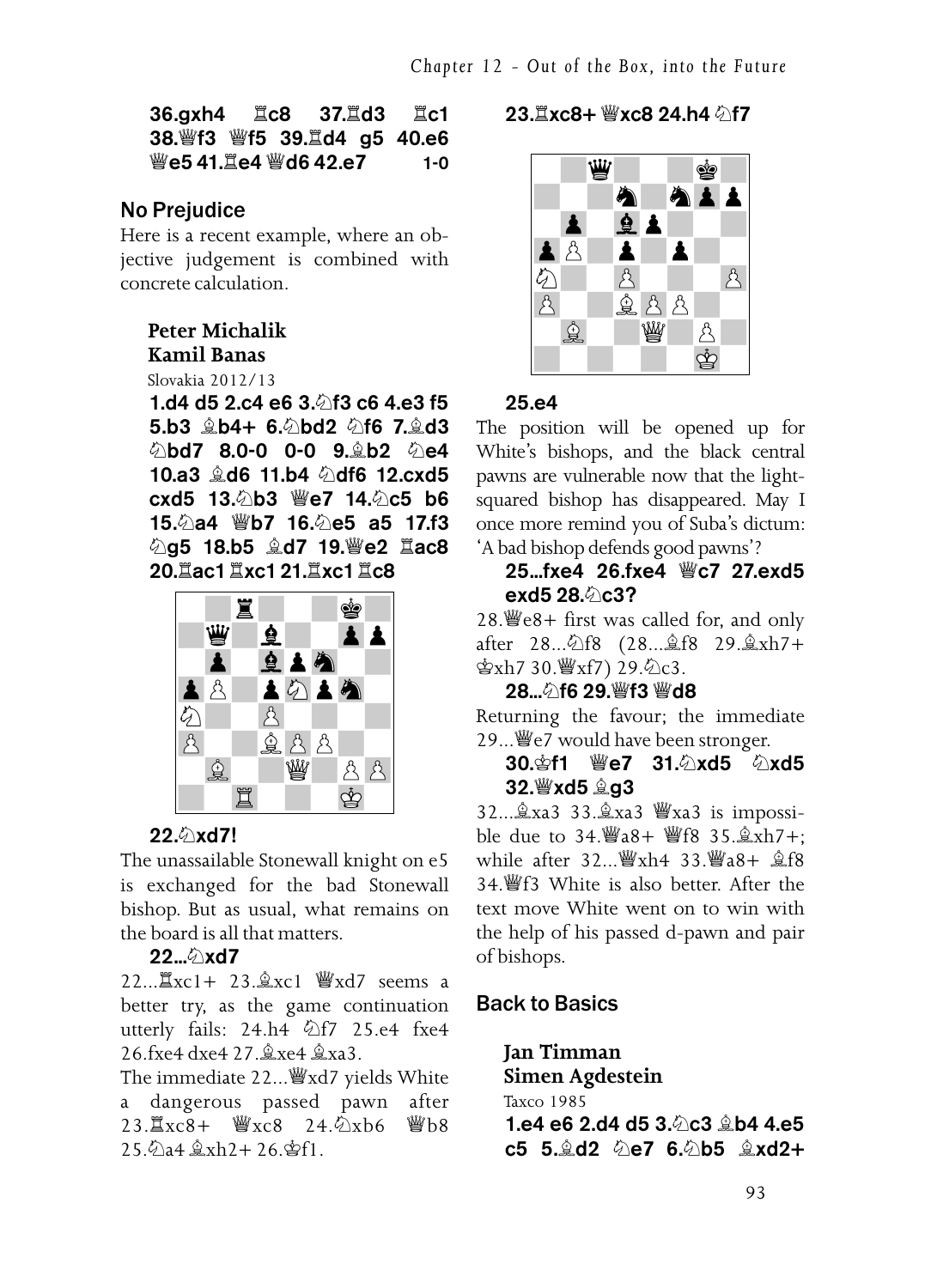**36.gxh4 ♖c8 37.♖d3 ♖c1 38.♕f3 ♕f5 39.♖d4 g5 40.e6 ♕e5 41.♖e4 ♕d6 42.e7 1-0**

## No Prejudice

Here is a recent example, where an objective judgement is combined with concrete calculation.

**Peter Michalik**
**Kamil Banas**
Slovakia 2012/13

**1.d4 d5 2.c4 e6 3.♘f3 c6 4.e3 f5 5.b3 ♗b4+ 6.♘bd2 ♘f6 7.♗d3 ♘bd7 8.0-0 0-0 9.♗b2 ♘e4 10.a3 ♗d6 11.b4 ♘df6 12.cxd5 cxd5 13.♘b3 ♕e7 14.♘c5 b6 15.♘a4 ♕b7 16.♘e5 a5 17.f3 ♘g5 18.b5 ♗d7 19.♕e2 ♖ac8 20.♖ac1 ♖xc1 21.♖xc1 ♖c8**

**22.♘xd7!**

The unassailable Stonewall knight on e5 is exchanged for the bad Stonewall bishop. But as usual, what remains on the board is all that matters.

**22...♘xd7**

22...♖xc1+ 23.♗xc1 ♕xd7 seems a better try, as the game continuation utterly fails: 24.h4 ♘f7 25.e4 fxe4 26.fxe4 dxe4 27.♗xe4 ♗xa3.

The immediate 22...♕xd7 yields White a dangerous passed pawn after 23.♖xc8+ ♕xc8 24.♘xb6 ♕b8 25.♘a4 ♗xh2+ 26.♔f1.

**23.♖xc8+ ♕xc8 24.h4 ♘f7**

**25.e4**

The position will be opened up for White's bishops, and the black central pawns are vulnerable now that the light-squared bishop has disappeared. May I once more remind you of Suba's dictum: 'A bad bishop defends good pawns'?

**25...fxe4 26.fxe4 ♕c7 27.exd5 exd5 28.♘c3?**

28.♕e8+ first was called for, and only after 28...♘f8 (28...♗f8 29.♗xh7+ ♔xh7 30.♕xf7) 29.♘c3.

**28...♘f6 29.♕f3 ♕d8**

Returning the favour; the immediate 29...♕e7 would have been stronger.

**30.♔f1 ♕e7 31.♘xd5 ♘xd5 32.♕xd5 ♗g3**

32...♗xa3 33.♗xa3 ♕xa3 is impossible due to 34.♕a8+ ♕f8 35.♗xh7+; while after 32...♕xh4 33.♕a8+ ♗f8 34.♕f3 White is also better. After the text move White went on to win with the help of his passed d-pawn and pair of bishops.

## Back to Basics

**Jan Timman**
**Simen Agdestein**
Taxco 1985

**1.e4 e6 2.d4 d5 3.♘c3 ♗b4 4.e5 c5 5.♗d2 ♘e7 6.♘b5 ♗xd2+**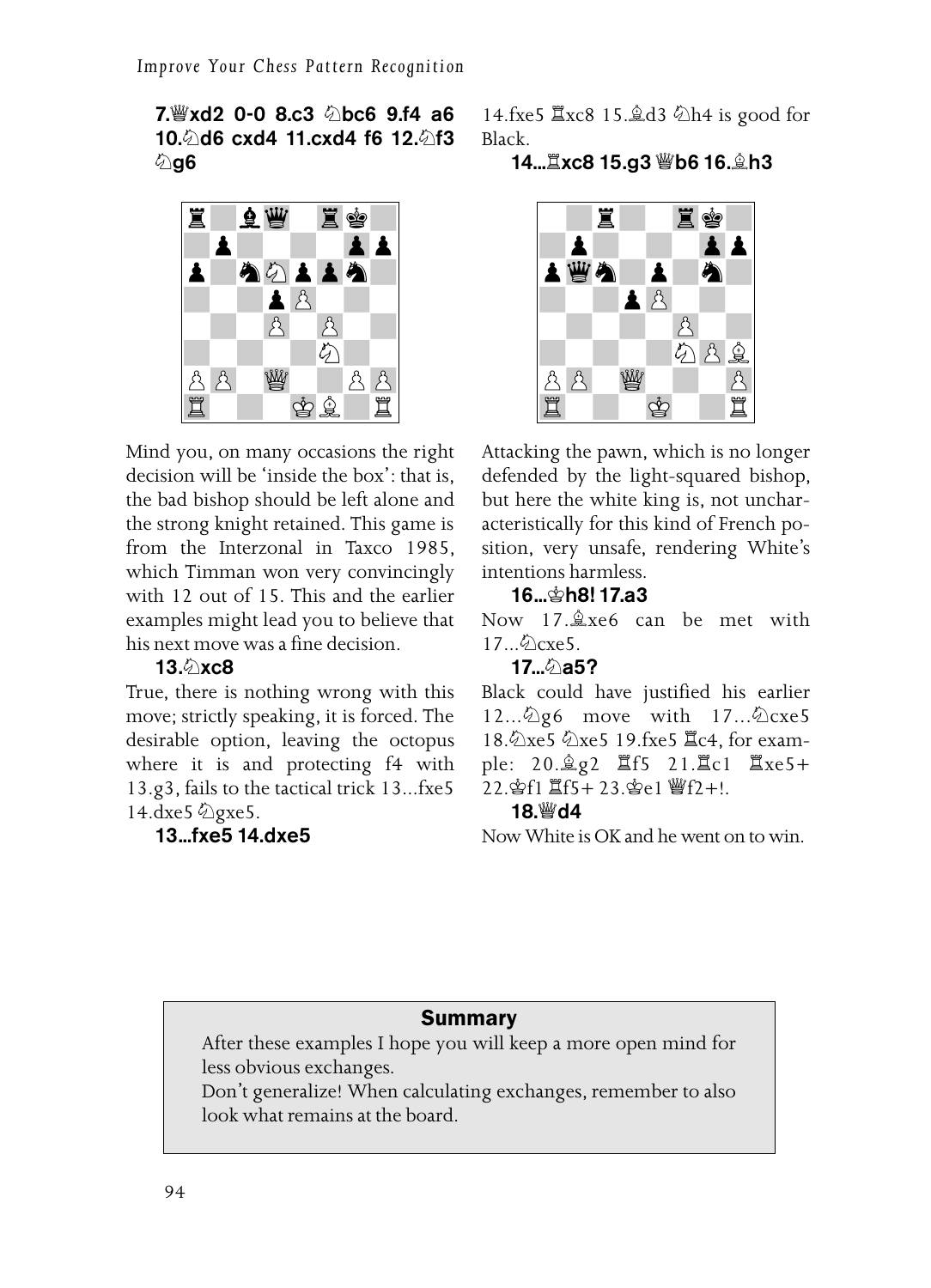**7.♕xd2 0-0 8.c3 ♘bc6 9.f4 a6 10.♘d6 cxd4 11.cxd4 f6 12.♘f3 ♘g6**

Mind you, on many occasions the right decision will be 'inside the box': that is, the bad bishop should be left alone and the strong knight retained. This game is from the Interzonal in Taxco 1985, which Timman won very convincingly with 12 out of 15. This and the earlier examples might lead you to believe that his next move was a fine decision.

**13.♘xc8**

True, there is nothing wrong with this move; strictly speaking, it is forced. The desirable option, leaving the octopus where it is and protecting f4 with 13.g3, fails to the tactical trick 13...fxe5 14.dxe5 ♘gxe5.

**13...fxe5 14.dxe5**

14.fxe5 ♖xc8 15.♗d3 ♘h4 is good for Black.

**14...♖xc8 15.g3 ♕b6 16.♗h3**

Attacking the pawn, which is no longer defended by the light-squared bishop, but here the white king is, not uncharacteristically for this kind of French position, very unsafe, rendering White's intentions harmless.

**16...♔h8! 17.a3**

Now 17.♗xe6 can be met with 17...♘cxe5.

**17...♘a5?**

Black could have justified his earlier 12...♘g6 move with 17...♘cxe5 18.♘xe5 ♘xe5 19.fxe5 ♖c4, for example: 20.♗g2 ♖f5 21.♖c1 ♖xe5+ 22.♔f1 ♖f5+ 23.♔e1 ♕f2+!.

**18.♕d4**

Now White is OK and he went on to win.

### Summary

After these examples I hope you will keep a more open mind for less obvious exchanges.

Don't generalize! When calculating exchanges, remember to also look what remains at the board.